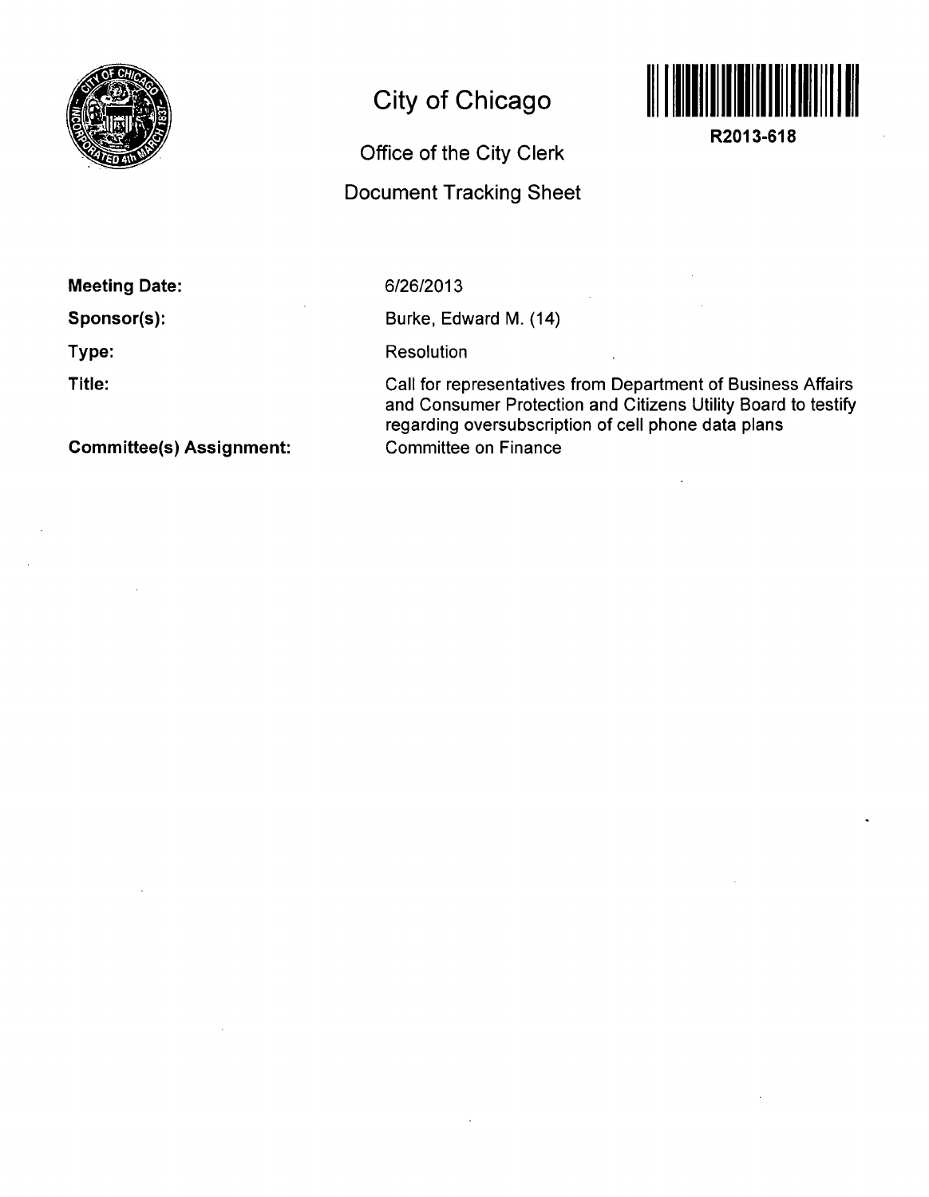# City of Chicago

## Office of the City Clerk

## Document Tracking Sheet

R2013-618

**Meeting Date:** 6/26/2013

**Sponsor(s):** Burke, Edward M. (14)

**Type:** Resolution

**Title:** Call for representatives from Department of Business Affairs and Consumer Protection and Citizens Utility Board to testify regarding oversubscription of cell phone data plans

**Committee(s) Assignment:** Committee on Finance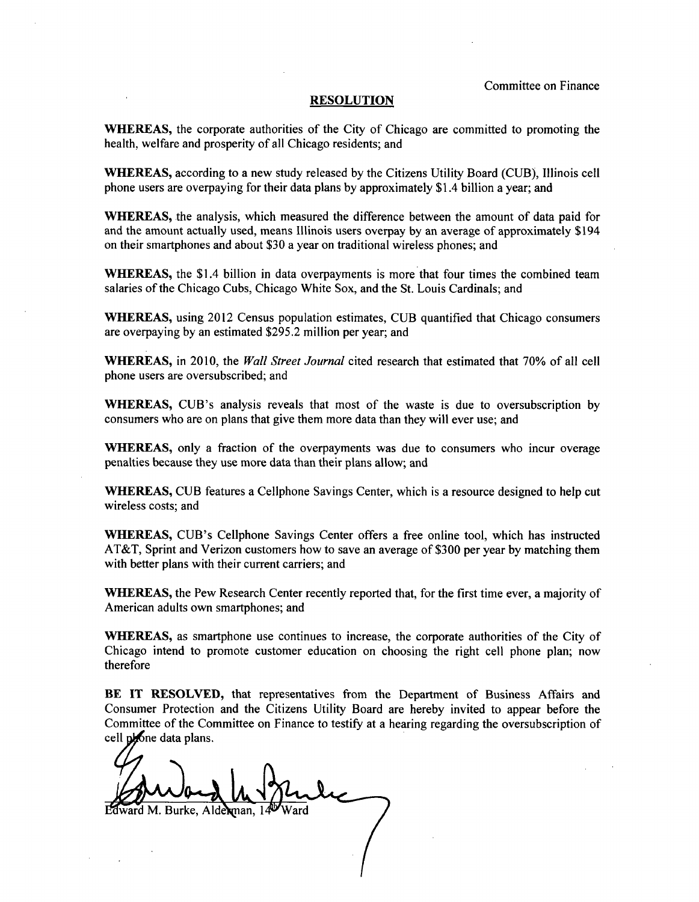Committee on Finance

# RESOLUTION

**WHEREAS,** the corporate authorities of the City of Chicago are committed to promoting the health, welfare and prosperity of all Chicago residents; and

**WHEREAS,** according to a new study released by the Citizens Utility Board (CUB), Illinois cell phone users are overpaying for their data plans by approximately $1.4 billion a year; and

**WHEREAS,** the analysis, which measured the difference between the amount of data paid for and the amount actually used, means Illinois users overpay by an average of approximately $194 on their smartphones and about $30 a year on traditional wireless phones; and

**WHEREAS,** the $1.4 billion in data overpayments is more that four times the combined team salaries of the Chicago Cubs, Chicago White Sox, and the St. Louis Cardinals; and

**WHEREAS,** using 2012 Census population estimates, CUB quantified that Chicago consumers are overpaying by an estimated $295.2 million per year; and

**WHEREAS,** in 2010, the *Wall Street Journal* cited research that estimated that 70% of all cell phone users are oversubscribed; and

**WHEREAS,** CUB's analysis reveals that most of the waste is due to oversubscription by consumers who are on plans that give them more data than they will ever use; and

**WHEREAS,** only a fraction of the overpayments was due to consumers who incur overage penalties because they use more data than their plans allow; and

**WHEREAS,** CUB features a Cellphone Savings Center, which is a resource designed to help cut wireless costs; and

**WHEREAS,** CUB's Cellphone Savings Center offers a free online tool, which has instructed AT&T, Sprint and Verizon customers how to save an average of $300 per year by matching them with better plans with their current carriers; and

**WHEREAS,** the Pew Research Center recently reported that, for the first time ever, a majority of American adults own smartphones; and

**WHEREAS,** as smartphone use continues to increase, the corporate authorities of the City of Chicago intend to promote customer education on choosing the right cell phone plan; now therefore

**BE IT RESOLVED,** that representatives from the Department of Business Affairs and Consumer Protection and the Citizens Utility Board are hereby invited to appear before the Committee of the Committee on Finance to testify at a hearing regarding the oversubscription of cell phone data plans.

Edward M. Burke, Alderman, 14th Ward